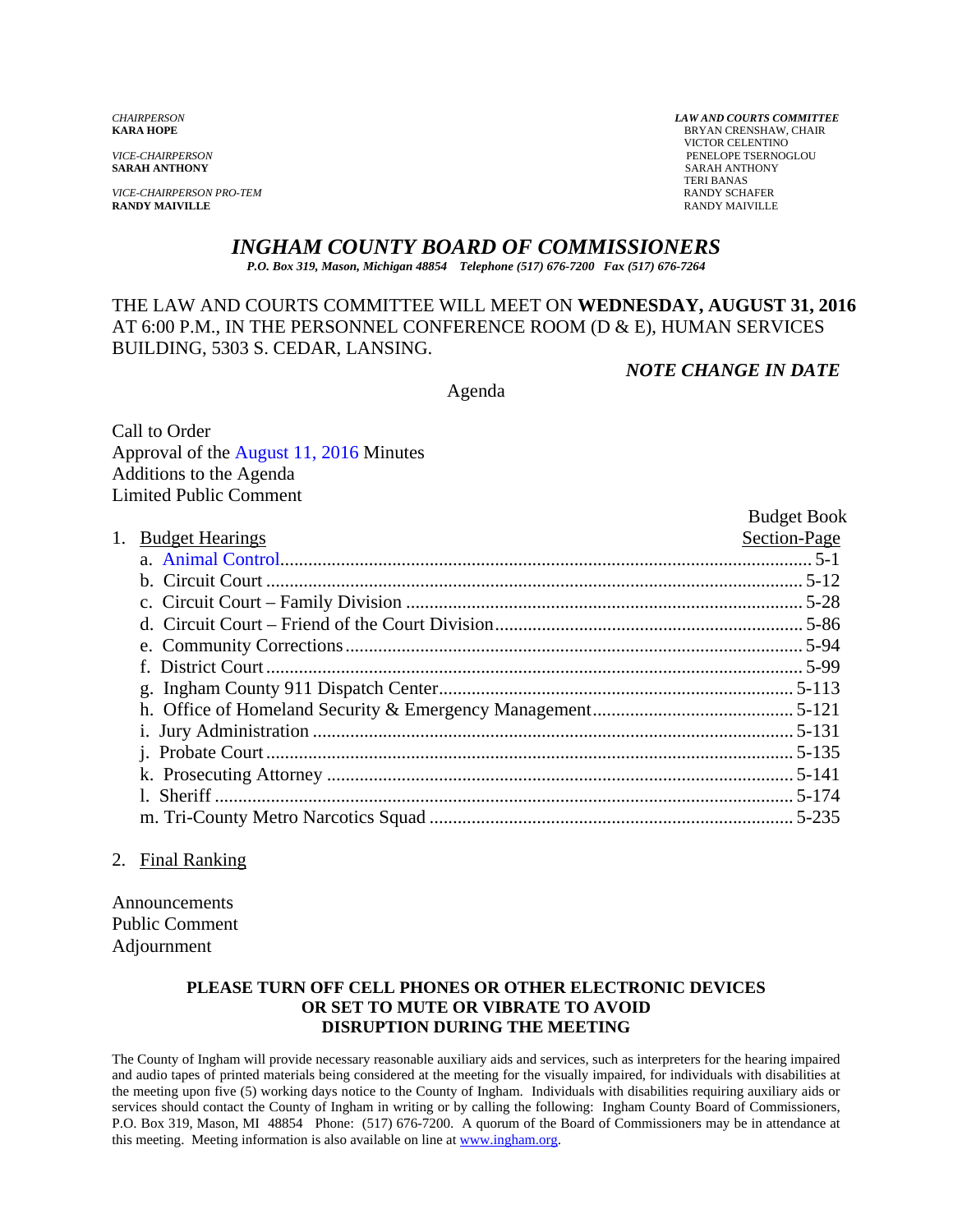*CHAIRPERSON*
**KARA HOPE**

*VICE-CHAIRPERSON*
**SARAH ANTHONY**

*VICE-CHAIRPERSON PRO-TEM*
**RANDY MAIVILLE**

***LAW AND COURTS COMMITTEE***
BRYAN CRENSHAW, CHAIR
VICTOR CELENTINO
PENELOPE TSERNOGLOU
SARAH ANTHONY
TERI BANAS
RANDY SCHAFER
RANDY MAIVILLE

# *INGHAM COUNTY BOARD OF COMMISSIONERS*

***P.O. Box 319, Mason, Michigan 48854 Telephone (517) 676-7200 Fax (517) 676-7264***

THE LAW AND COURTS COMMITTEE WILL MEET ON **WEDNESDAY, AUGUST 31, 2016** AT 6:00 P.M., IN THE PERSONNEL CONFERENCE ROOM (D & E), HUMAN SERVICES BUILDING, 5303 S. CEDAR, LANSING.

***NOTE CHANGE IN DATE***

Agenda

Call to Order
Approval of the August 11, 2016 Minutes
Additions to the Agenda
Limited Public Comment

| | Budget Book Section-Page |
|---|---|
| 1. Budget Hearings | |
| a. Animal Control | 5-1 |
| b. Circuit Court | 5-12 |
| c. Circuit Court – Family Division | 5-28 |
| d. Circuit Court – Friend of the Court Division | 5-86 |
| e. Community Corrections | 5-94 |
| f. District Court | 5-99 |
| g. Ingham County 911 Dispatch Center | 5-113 |
| h. Office of Homeland Security & Emergency Management | 5-121 |
| i. Jury Administration | 5-131 |
| j. Probate Court | 5-135 |
| k. Prosecuting Attorney | 5-141 |
| l. Sheriff | 5-174 |
| m. Tri-County Metro Narcotics Squad | 5-235 |

2. Final Ranking

Announcements
Public Comment
Adjournment

**PLEASE TURN OFF CELL PHONES OR OTHER ELECTRONIC DEVICES OR SET TO MUTE OR VIBRATE TO AVOID DISRUPTION DURING THE MEETING**

The County of Ingham will provide necessary reasonable auxiliary aids and services, such as interpreters for the hearing impaired and audio tapes of printed materials being considered at the meeting for the visually impaired, for individuals with disabilities at the meeting upon five (5) working days notice to the County of Ingham. Individuals with disabilities requiring auxiliary aids or services should contact the County of Ingham in writing or by calling the following: Ingham County Board of Commissioners, P.O. Box 319, Mason, MI 48854 Phone: (517) 676-7200. A quorum of the Board of Commissioners may be in attendance at this meeting. Meeting information is also available on line at www.ingham.org.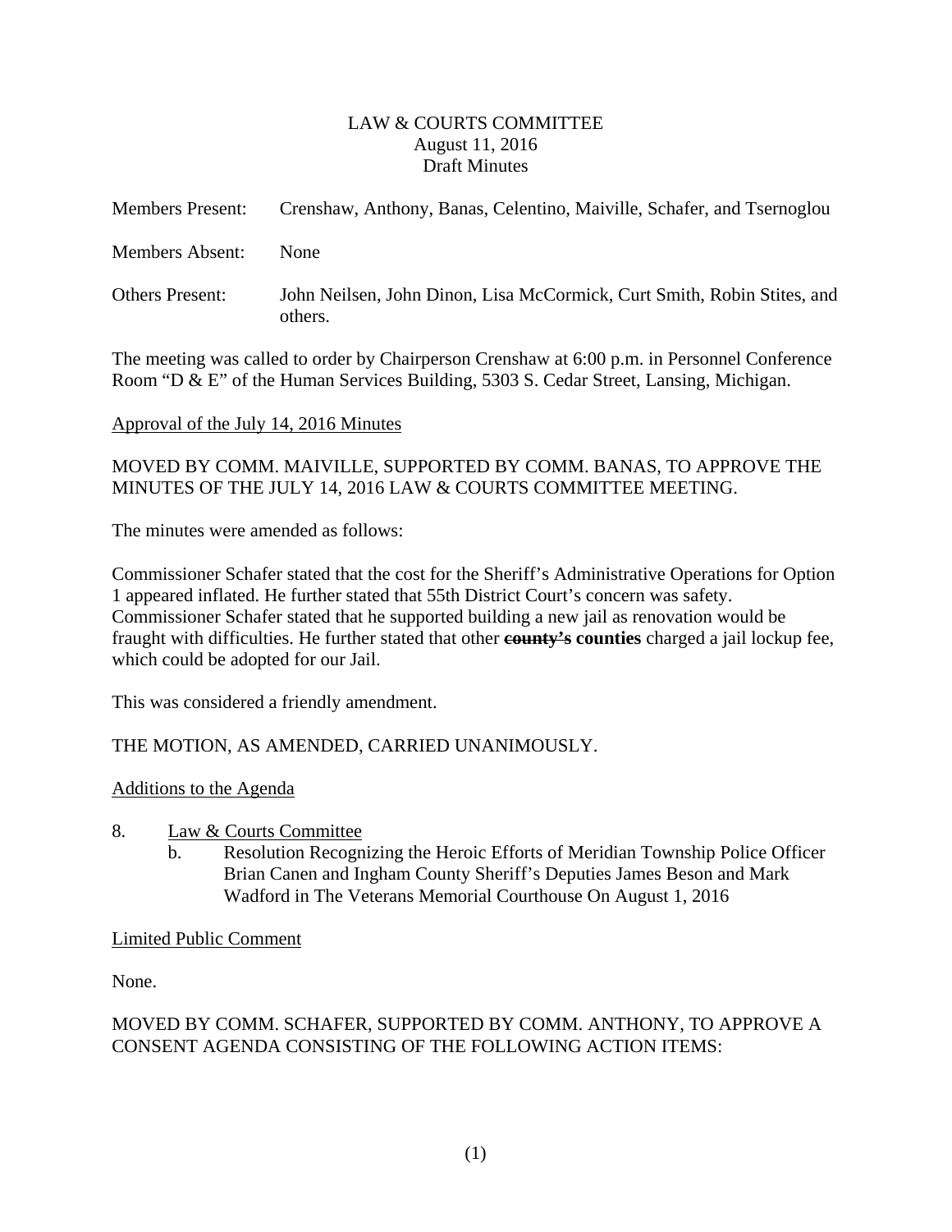LAW & COURTS COMMITTEE
August 11, 2016
Draft Minutes

Members Present: Crenshaw, Anthony, Banas, Celentino, Maiville, Schafer, and Tsernoglou

Members Absent: None

Others Present: John Neilsen, John Dinon, Lisa McCormick, Curt Smith, Robin Stites, and others.

The meeting was called to order by Chairperson Crenshaw at 6:00 p.m. in Personnel Conference Room "D & E" of the Human Services Building, 5303 S. Cedar Street, Lansing, Michigan.

Approval of the July 14, 2016 Minutes

MOVED BY COMM. MAIVILLE, SUPPORTED BY COMM. BANAS, TO APPROVE THE MINUTES OF THE JULY 14, 2016 LAW & COURTS COMMITTEE MEETING.

The minutes were amended as follows:

Commissioner Schafer stated that the cost for the Sheriff's Administrative Operations for Option 1 appeared inflated. He further stated that 55th District Court's concern was safety. Commissioner Schafer stated that he supported building a new jail as renovation would be fraught with difficulties. He further stated that other ~~county's~~ **counties** charged a jail lockup fee, which could be adopted for our Jail.

This was considered a friendly amendment.

THE MOTION, AS AMENDED, CARRIED UNANIMOUSLY.

Additions to the Agenda

8. Law & Courts Committee
   b. Resolution Recognizing the Heroic Efforts of Meridian Township Police Officer Brian Canen and Ingham County Sheriff's Deputies James Beson and Mark Wadford in The Veterans Memorial Courthouse On August 1, 2016

Limited Public Comment

None.

MOVED BY COMM. SCHAFER, SUPPORTED BY COMM. ANTHONY, TO APPROVE A CONSENT AGENDA CONSISTING OF THE FOLLOWING ACTION ITEMS: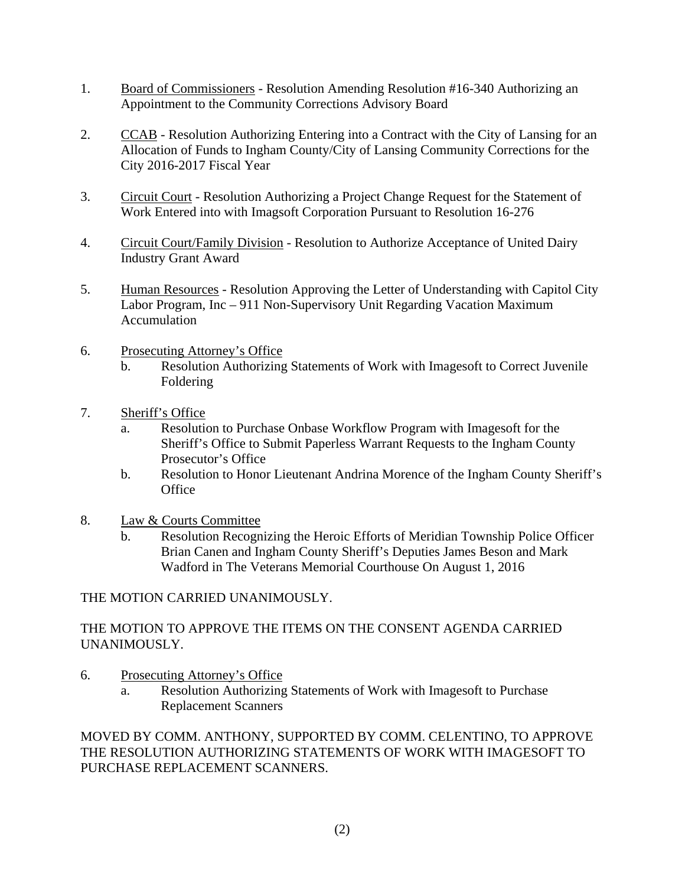1. Board of Commissioners - Resolution Amending Resolution #16-340 Authorizing an Appointment to the Community Corrections Advisory Board

2. CCAB - Resolution Authorizing Entering into a Contract with the City of Lansing for an Allocation of Funds to Ingham County/City of Lansing Community Corrections for the City 2016-2017 Fiscal Year

3. Circuit Court - Resolution Authorizing a Project Change Request for the Statement of Work Entered into with Imagsoft Corporation Pursuant to Resolution 16-276

4. Circuit Court/Family Division - Resolution to Authorize Acceptance of United Dairy Industry Grant Award

5. Human Resources - Resolution Approving the Letter of Understanding with Capitol City Labor Program, Inc – 911 Non-Supervisory Unit Regarding Vacation Maximum Accumulation

6. Prosecuting Attorney's Office
   b. Resolution Authorizing Statements of Work with Imagesoft to Correct Juvenile Foldering

7. Sheriff's Office
   a. Resolution to Purchase Onbase Workflow Program with Imagesoft for the Sheriff's Office to Submit Paperless Warrant Requests to the Ingham County Prosecutor's Office
   b. Resolution to Honor Lieutenant Andrina Morence of the Ingham County Sheriff's Office

8. Law & Courts Committee
   b. Resolution Recognizing the Heroic Efforts of Meridian Township Police Officer Brian Canen and Ingham County Sheriff's Deputies James Beson and Mark Wadford in The Veterans Memorial Courthouse On August 1, 2016

THE MOTION CARRIED UNANIMOUSLY.

THE MOTION TO APPROVE THE ITEMS ON THE CONSENT AGENDA CARRIED UNANIMOUSLY.

6. Prosecuting Attorney's Office
   a. Resolution Authorizing Statements of Work with Imagesoft to Purchase Replacement Scanners

MOVED BY COMM. ANTHONY, SUPPORTED BY COMM. CELENTINO, TO APPROVE THE RESOLUTION AUTHORIZING STATEMENTS OF WORK WITH IMAGESOFT TO PURCHASE REPLACEMENT SCANNERS.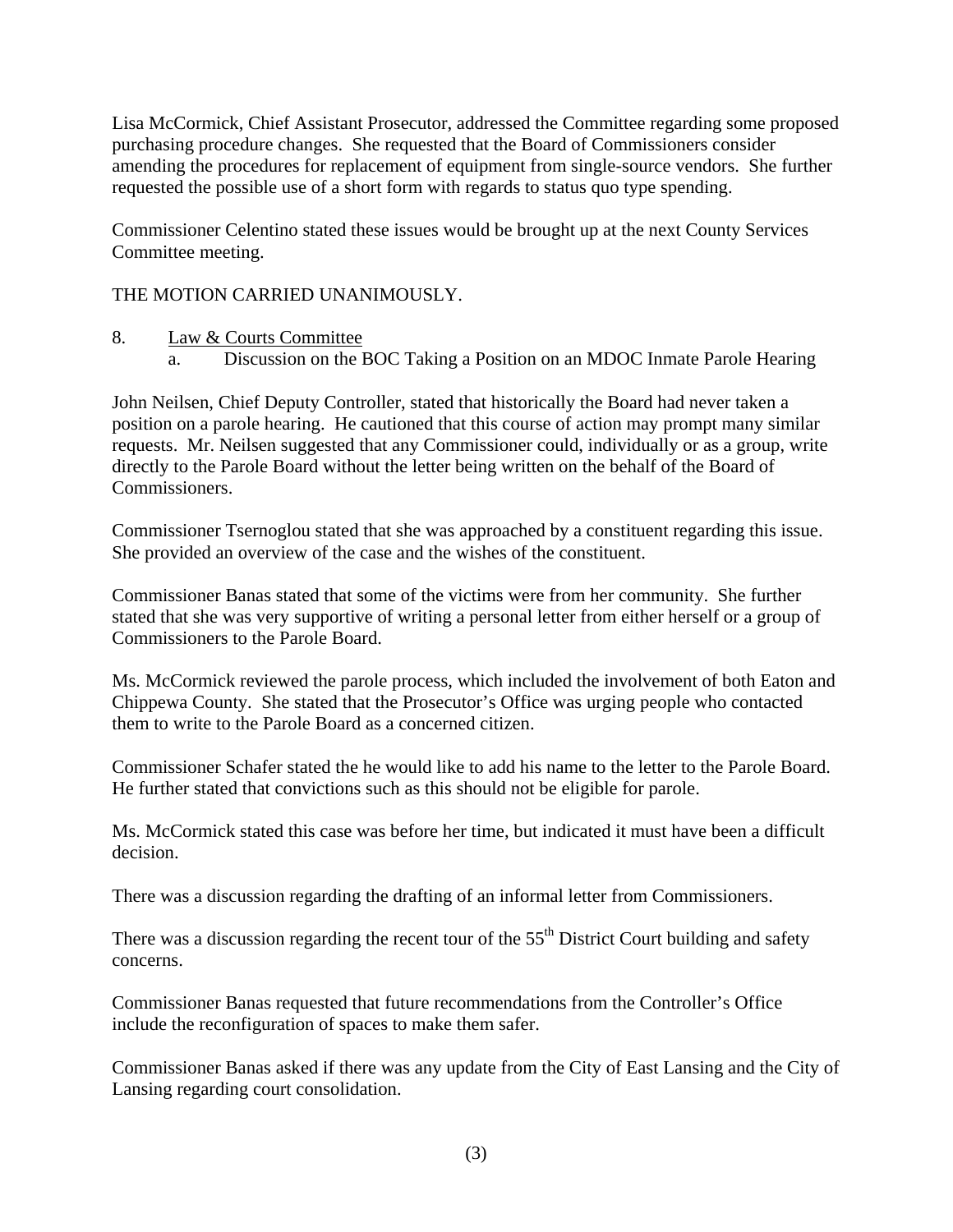Lisa McCormick, Chief Assistant Prosecutor, addressed the Committee regarding some proposed purchasing procedure changes. She requested that the Board of Commissioners consider amending the procedures for replacement of equipment from single-source vendors. She further requested the possible use of a short form with regards to status quo type spending.

Commissioner Celentino stated these issues would be brought up at the next County Services Committee meeting.

THE MOTION CARRIED UNANIMOUSLY.

8. Law & Courts Committee
   a. Discussion on the BOC Taking a Position on an MDOC Inmate Parole Hearing

John Neilsen, Chief Deputy Controller, stated that historically the Board had never taken a position on a parole hearing. He cautioned that this course of action may prompt many similar requests. Mr. Neilsen suggested that any Commissioner could, individually or as a group, write directly to the Parole Board without the letter being written on the behalf of the Board of Commissioners.

Commissioner Tsernoglou stated that she was approached by a constituent regarding this issue. She provided an overview of the case and the wishes of the constituent.

Commissioner Banas stated that some of the victims were from her community. She further stated that she was very supportive of writing a personal letter from either herself or a group of Commissioners to the Parole Board.

Ms. McCormick reviewed the parole process, which included the involvement of both Eaton and Chippewa County. She stated that the Prosecutor's Office was urging people who contacted them to write to the Parole Board as a concerned citizen.

Commissioner Schafer stated the he would like to add his name to the letter to the Parole Board. He further stated that convictions such as this should not be eligible for parole.

Ms. McCormick stated this case was before her time, but indicated it must have been a difficult decision.

There was a discussion regarding the drafting of an informal letter from Commissioners.

There was a discussion regarding the recent tour of the 55th District Court building and safety concerns.

Commissioner Banas requested that future recommendations from the Controller's Office include the reconfiguration of spaces to make them safer.

Commissioner Banas asked if there was any update from the City of East Lansing and the City of Lansing regarding court consolidation.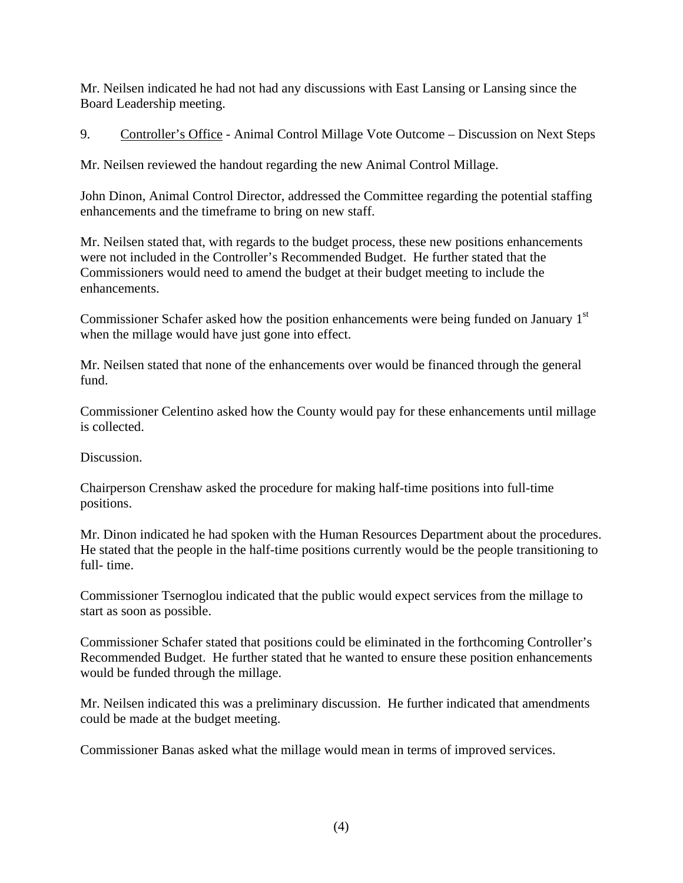Mr. Neilsen indicated he had not had any discussions with East Lansing or Lansing since the Board Leadership meeting.

9. Controller's Office - Animal Control Millage Vote Outcome – Discussion on Next Steps

Mr. Neilsen reviewed the handout regarding the new Animal Control Millage.

John Dinon, Animal Control Director, addressed the Committee regarding the potential staffing enhancements and the timeframe to bring on new staff.

Mr. Neilsen stated that, with regards to the budget process, these new positions enhancements were not included in the Controller's Recommended Budget. He further stated that the Commissioners would need to amend the budget at their budget meeting to include the enhancements.

Commissioner Schafer asked how the position enhancements were being funded on January 1st when the millage would have just gone into effect.

Mr. Neilsen stated that none of the enhancements over would be financed through the general fund.

Commissioner Celentino asked how the County would pay for these enhancements until millage is collected.

Discussion.

Chairperson Crenshaw asked the procedure for making half-time positions into full-time positions.

Mr. Dinon indicated he had spoken with the Human Resources Department about the procedures. He stated that the people in the half-time positions currently would be the people transitioning to full- time.

Commissioner Tsernoglou indicated that the public would expect services from the millage to start as soon as possible.

Commissioner Schafer stated that positions could be eliminated in the forthcoming Controller's Recommended Budget. He further stated that he wanted to ensure these position enhancements would be funded through the millage.

Mr. Neilsen indicated this was a preliminary discussion. He further indicated that amendments could be made at the budget meeting.

Commissioner Banas asked what the millage would mean in terms of improved services.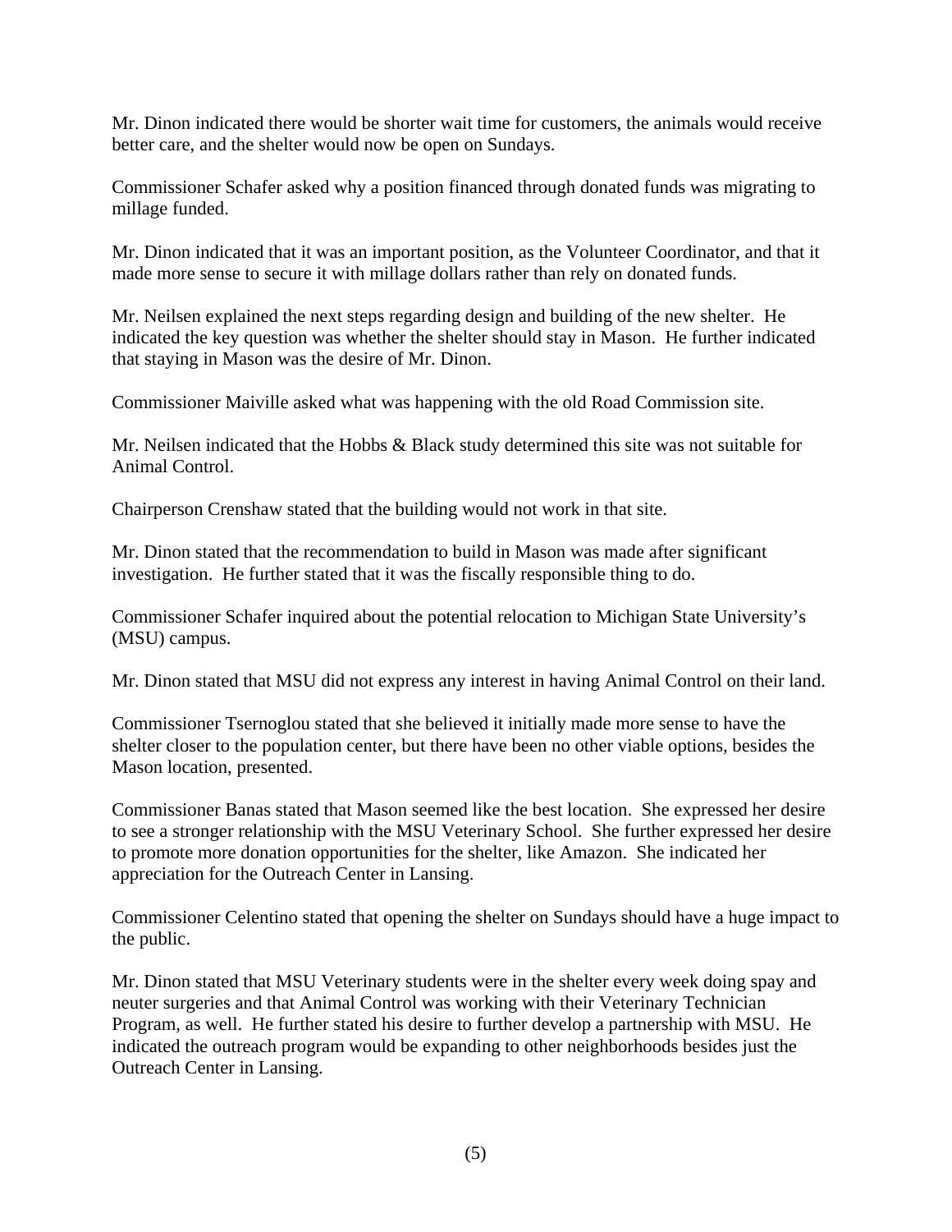Mr. Dinon indicated there would be shorter wait time for customers, the animals would receive better care, and the shelter would now be open on Sundays.

Commissioner Schafer asked why a position financed through donated funds was migrating to millage funded.

Mr. Dinon indicated that it was an important position, as the Volunteer Coordinator, and that it made more sense to secure it with millage dollars rather than rely on donated funds.

Mr. Neilsen explained the next steps regarding design and building of the new shelter. He indicated the key question was whether the shelter should stay in Mason. He further indicated that staying in Mason was the desire of Mr. Dinon.

Commissioner Maiville asked what was happening with the old Road Commission site.

Mr. Neilsen indicated that the Hobbs & Black study determined this site was not suitable for Animal Control.

Chairperson Crenshaw stated that the building would not work in that site.

Mr. Dinon stated that the recommendation to build in Mason was made after significant investigation. He further stated that it was the fiscally responsible thing to do.

Commissioner Schafer inquired about the potential relocation to Michigan State University's (MSU) campus.

Mr. Dinon stated that MSU did not express any interest in having Animal Control on their land.

Commissioner Tsernoglou stated that she believed it initially made more sense to have the shelter closer to the population center, but there have been no other viable options, besides the Mason location, presented.

Commissioner Banas stated that Mason seemed like the best location. She expressed her desire to see a stronger relationship with the MSU Veterinary School. She further expressed her desire to promote more donation opportunities for the shelter, like Amazon. She indicated her appreciation for the Outreach Center in Lansing.

Commissioner Celentino stated that opening the shelter on Sundays should have a huge impact to the public.

Mr. Dinon stated that MSU Veterinary students were in the shelter every week doing spay and neuter surgeries and that Animal Control was working with their Veterinary Technician Program, as well. He further stated his desire to further develop a partnership with MSU. He indicated the outreach program would be expanding to other neighborhoods besides just the Outreach Center in Lansing.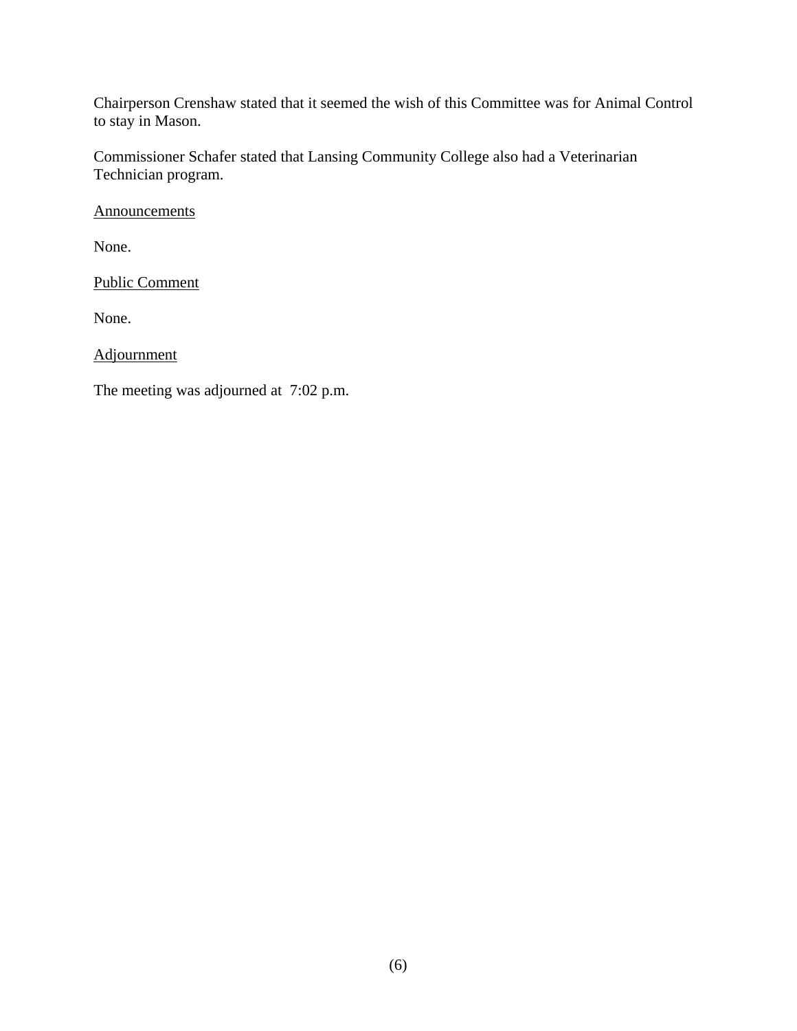Chairperson Crenshaw stated that it seemed the wish of this Committee was for Animal Control to stay in Mason.

Commissioner Schafer stated that Lansing Community College also had a Veterinarian Technician program.

Announcements

None.

Public Comment

None.

Adjournment

The meeting was adjourned at 7:02 p.m.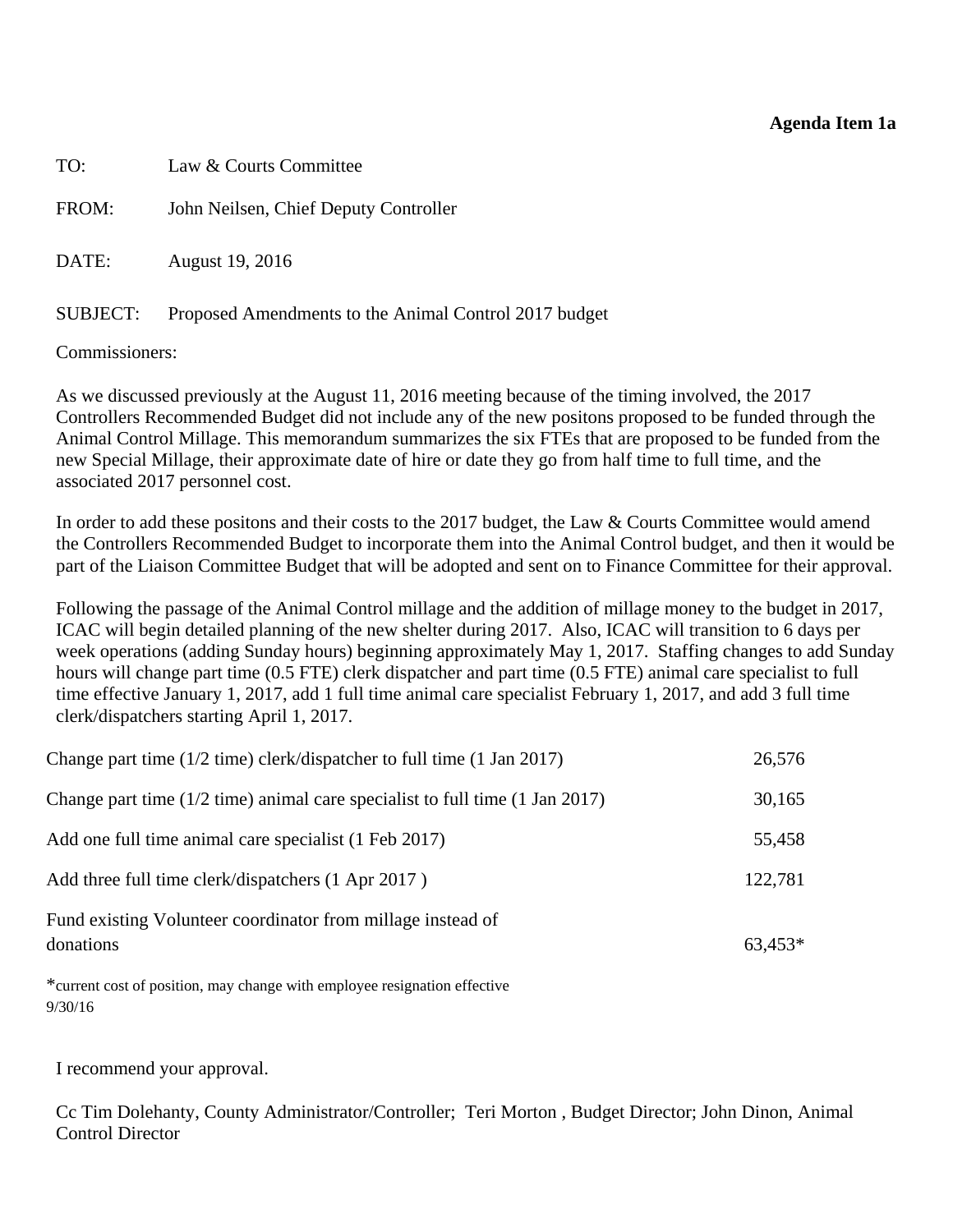**Agenda Item 1a**

TO: Law & Courts Committee

FROM: John Neilsen, Chief Deputy Controller

DATE: August 19, 2016

SUBJECT: Proposed Amendments to the Animal Control 2017 budget

Commissioners:

As we discussed previously at the August 11, 2016 meeting because of the timing involved, the 2017 Controllers Recommended Budget did not include any of the new positons proposed to be funded through the Animal Control Millage. This memorandum summarizes the six FTEs that are proposed to be funded from the new Special Millage, their approximate date of hire or date they go from half time to full time, and the associated 2017 personnel cost.

In order to add these positons and their costs to the 2017 budget, the Law & Courts Committee would amend the Controllers Recommended Budget to incorporate them into the Animal Control budget, and then it would be part of the Liaison Committee Budget that will be adopted and sent on to Finance Committee for their approval.

Following the passage of the Animal Control millage and the addition of millage money to the budget in 2017, ICAC will begin detailed planning of the new shelter during 2017. Also, ICAC will transition to 6 days per week operations (adding Sunday hours) beginning approximately May 1, 2017. Staffing changes to add Sunday hours will change part time (0.5 FTE) clerk dispatcher and part time (0.5 FTE) animal care specialist to full time effective January 1, 2017, add 1 full time animal care specialist February 1, 2017, and add 3 full time clerk/dispatchers starting April 1, 2017.

| | |
|---|---|
| Change part time (1/2 time) clerk/dispatcher to full time (1 Jan 2017) | 26,576 |
| Change part time (1/2 time) animal care specialist to full time (1 Jan 2017) | 30,165 |
| Add one full time animal care specialist (1 Feb 2017) | 55,458 |
| Add three full time clerk/dispatchers (1 Apr 2017 ) | 122,781 |
| Fund existing Volunteer coordinator from millage instead of donations | 63,453* |

*current cost of position, may change with employee resignation effective 9/30/16

I recommend your approval.

Cc Tim Dolehanty, County Administrator/Controller; Teri Morton , Budget Director; John Dinon, Animal Control Director